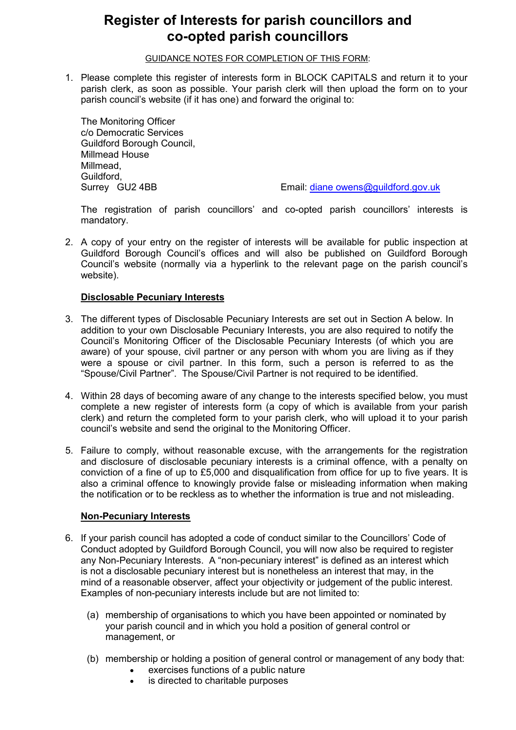# Register of Interests for parish councillors and co-opted parish councillors

GUIDANCE NOTES FOR COMPLETION OF THIS FORM:

1. Please complete this register of interests form in BLOCK CAPITALS and return it to your parish clerk, as soon as possible. Your parish clerk will then upload the form on to your parish council's website (if it has one) and forward the original to:

   The Monitoring Officer
   c/o Democratic Services
   Guildford Borough Council,
   Millmead House
   Millmead,
   Guildford,
   Surrey GU2 4BB

   Email: diane owens@guildford.gov.uk

   The registration of parish councillors' and co-opted parish councillors' interests is mandatory.

2. A copy of your entry on the register of interests will be available for public inspection at Guildford Borough Council's offices and will also be published on Guildford Borough Council's website (normally via a hyperlink to the relevant page on the parish council's website).

**Disclosable Pecuniary Interests**

3. The different types of Disclosable Pecuniary Interests are set out in Section A below. In addition to your own Disclosable Pecuniary Interests, you are also required to notify the Council's Monitoring Officer of the Disclosable Pecuniary Interests (of which you are aware) of your spouse, civil partner or any person with whom you are living as if they were a spouse or civil partner. In this form, such a person is referred to as the "Spouse/Civil Partner". The Spouse/Civil Partner is not required to be identified.

4. Within 28 days of becoming aware of any change to the interests specified below, you must complete a new register of interests form (a copy of which is available from your parish clerk) and return the completed form to your parish clerk, who will upload it to your parish council's website and send the original to the Monitoring Officer.

5. Failure to comply, without reasonable excuse, with the arrangements for the registration and disclosure of disclosable pecuniary interests is a criminal offence, with a penalty on conviction of a fine of up to £5,000 and disqualification from office for up to five years. It is also a criminal offence to knowingly provide false or misleading information when making the notification or to be reckless as to whether the information is true and not misleading.

**Non-Pecuniary Interests**

6. If your parish council has adopted a code of conduct similar to the Councillors' Code of Conduct adopted by Guildford Borough Council, you will now also be required to register any Non-Pecuniary Interests. A "non-pecuniary interest" is defined as an interest which is not a disclosable pecuniary interest but is nonetheless an interest that may, in the mind of a reasonable observer, affect your objectivity or judgement of the public interest. Examples of non-pecuniary interests include but are not limited to:

   (a) membership of organisations to which you have been appointed or nominated by your parish council and in which you hold a position of general control or management, or

   (b) membership or holding a position of general control or management of any body that:
   - exercises functions of a public nature
   - is directed to charitable purposes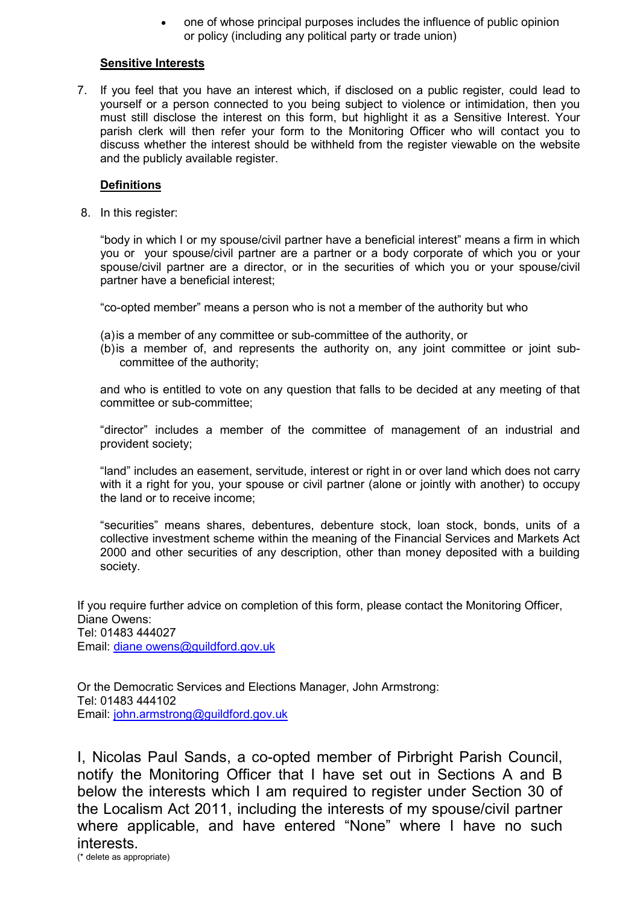- one of whose principal purposes includes the influence of public opinion or policy (including any political party or trade union)

**Sensitive Interests**

7. If you feel that you have an interest which, if disclosed on a public register, could lead to yourself or a person connected to you being subject to violence or intimidation, then you must still disclose the interest on this form, but highlight it as a Sensitive Interest. Your parish clerk will then refer your form to the Monitoring Officer who will contact you to discuss whether the interest should be withheld from the register viewable on the website and the publicly available register.

**Definitions**

8. In this register:

"body in which I or my spouse/civil partner have a beneficial interest" means a firm in which you or your spouse/civil partner are a partner or a body corporate of which you or your spouse/civil partner are a director, or in the securities of which you or your spouse/civil partner have a beneficial interest;

"co-opted member" means a person who is not a member of the authority but who

(a) is a member of any committee or sub-committee of the authority, or
(b) is a member of, and represents the authority on, any joint committee or joint sub-committee of the authority;

and who is entitled to vote on any question that falls to be decided at any meeting of that committee or sub-committee;

"director" includes a member of the committee of management of an industrial and provident society;

"land" includes an easement, servitude, interest or right in or over land which does not carry with it a right for you, your spouse or civil partner (alone or jointly with another) to occupy the land or to receive income;

"securities" means shares, debentures, debenture stock, loan stock, bonds, units of a collective investment scheme within the meaning of the Financial Services and Markets Act 2000 and other securities of any description, other than money deposited with a building society.

If you require further advice on completion of this form, please contact the Monitoring Officer, Diane Owens:
Tel: 01483 444027
Email: diane owens@guildford.gov.uk

Or the Democratic Services and Elections Manager, John Armstrong:
Tel: 01483 444102
Email: john.armstrong@guildford.gov.uk

I, Nicolas Paul Sands, a co-opted member of Pirbright Parish Council, notify the Monitoring Officer that I have set out in Sections A and B below the interests which I am required to register under Section 30 of the Localism Act 2011, including the interests of my spouse/civil partner where applicable, and have entered "None" where I have no such interests.

(* delete as appropriate)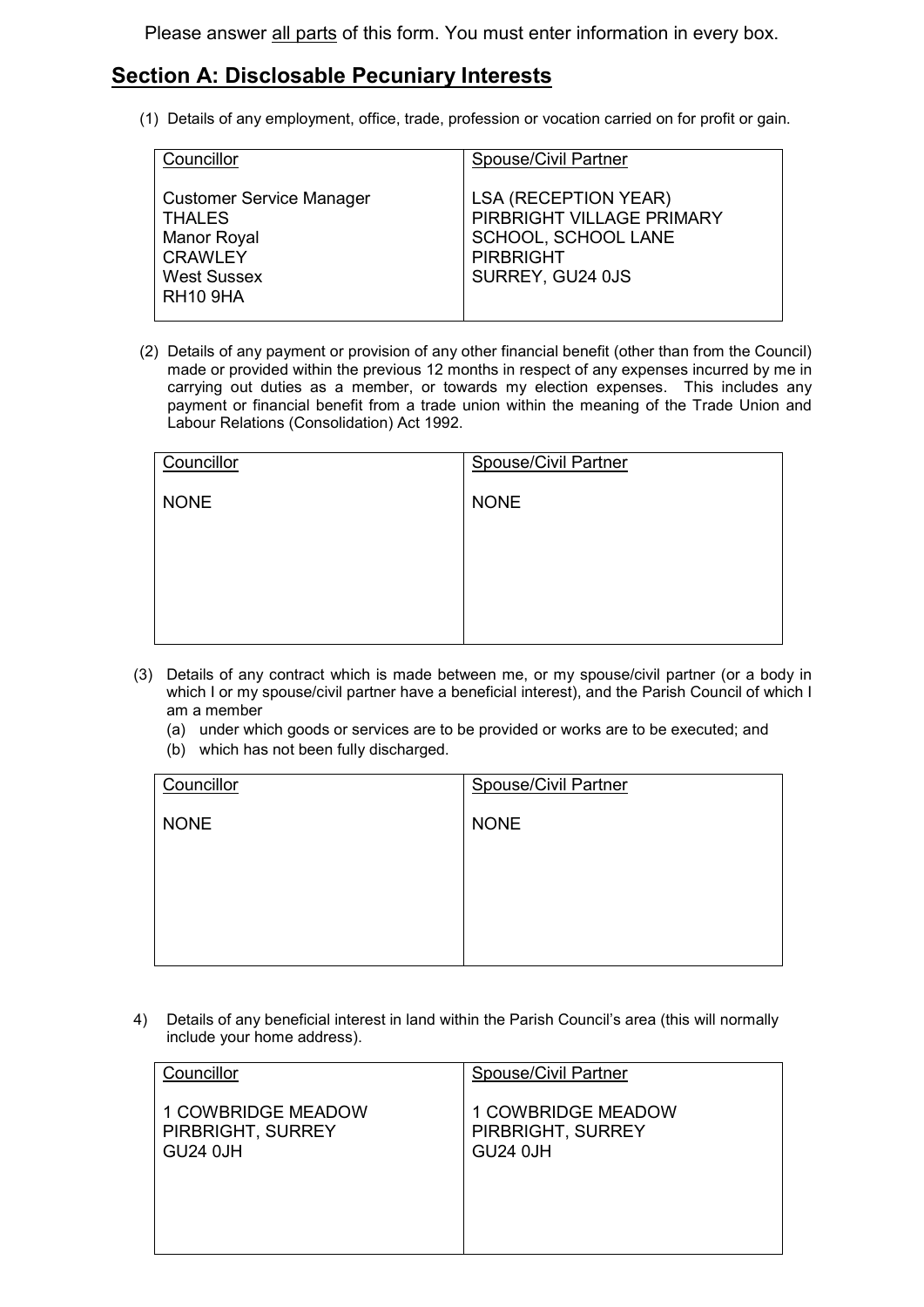Please answer <u>all parts</u> of this form. You must enter information in every box.

## Section A: Disclosable Pecuniary Interests

(1) Details of any employment, office, trade, profession or vocation carried on for profit or gain.

| Councillor | Spouse/Civil Partner |
|---|---|
| Customer Service Manager<br>THALES<br>Manor Royal<br>CRAWLEY<br>West Sussex<br>RH10 9HA | LSA (RECEPTION YEAR)<br>PIRBRIGHT VILLAGE PRIMARY SCHOOL, SCHOOL LANE<br>PIRBRIGHT<br>SURREY, GU24 0JS |

(2) Details of any payment or provision of any other financial benefit (other than from the Council) made or provided within the previous 12 months in respect of any expenses incurred by me in carrying out duties as a member, or towards my election expenses. This includes any payment or financial benefit from a trade union within the meaning of the Trade Union and Labour Relations (Consolidation) Act 1992.

| Councillor | Spouse/Civil Partner |
|---|---|
| NONE | NONE |

(3) Details of any contract which is made between me, or my spouse/civil partner (or a body in which I or my spouse/civil partner have a beneficial interest), and the Parish Council of which I am a member

(a) under which goods or services are to be provided or works are to be executed; and
(b) which has not been fully discharged.

| Councillor | Spouse/Civil Partner |
|---|---|
| NONE | NONE |

4) Details of any beneficial interest in land within the Parish Council's area (this will normally include your home address).

| Councillor | Spouse/Civil Partner |
|---|---|
| 1 COWBRIDGE MEADOW<br>PIRBRIGHT, SURREY<br>GU24 0JH | 1 COWBRIDGE MEADOW<br>PIRBRIGHT, SURREY<br>GU24 0JH |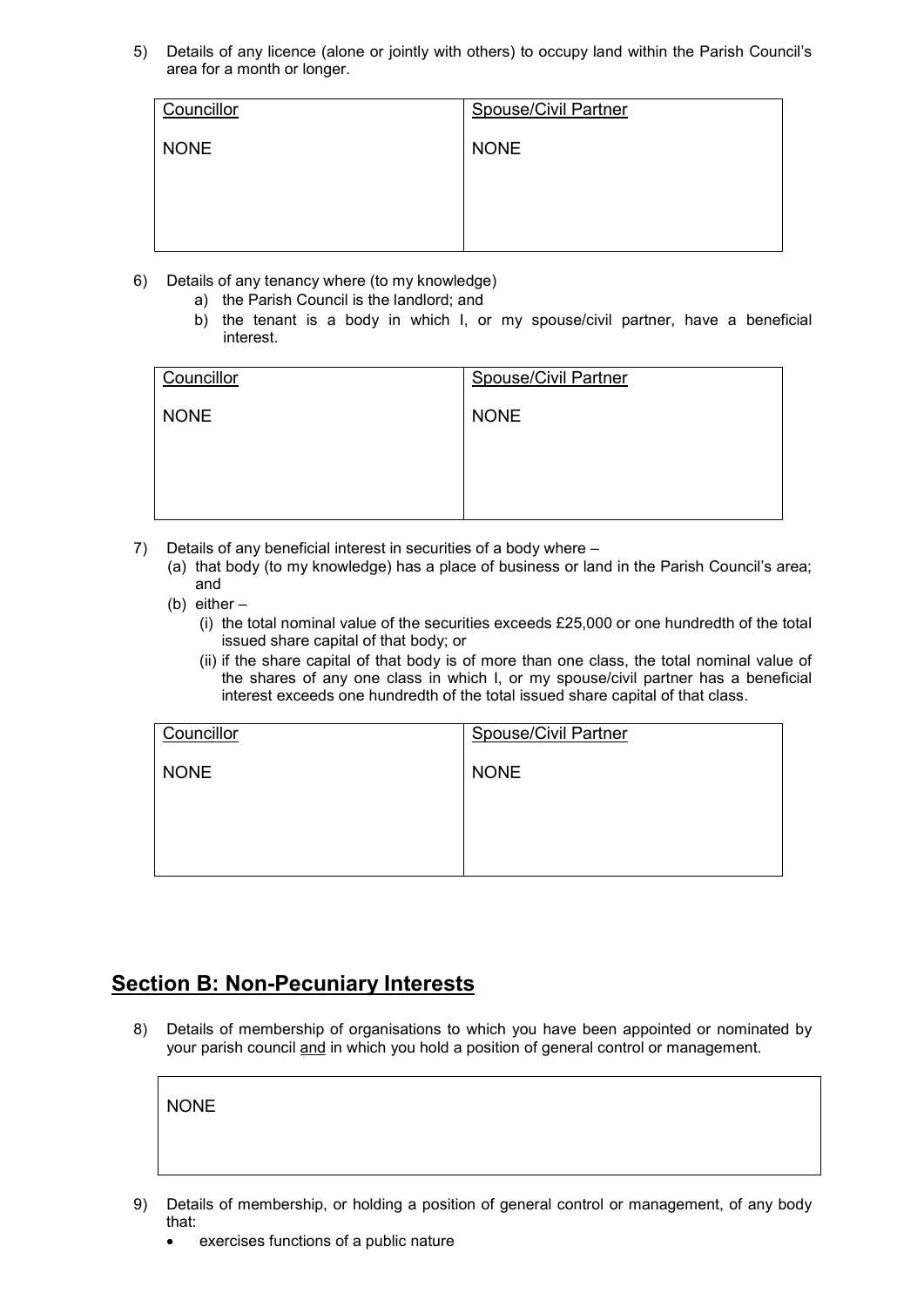5) Details of any licence (alone or jointly with others) to occupy land within the Parish Council's area for a month or longer.

| Councillor | Spouse/Civil Partner |
|---|---|
| NONE | NONE |

6) Details of any tenancy where (to my knowledge)
   a) the Parish Council is the landlord; and
   b) the tenant is a body in which I, or my spouse/civil partner, have a beneficial interest.

| Councillor | Spouse/Civil Partner |
|---|---|
| NONE | NONE |

7) Details of any beneficial interest in securities of a body where –
   (a) that body (to my knowledge) has a place of business or land in the Parish Council's area; and
   (b) either –
      (i) the total nominal value of the securities exceeds £25,000 or one hundredth of the total issued share capital of that body; or
      (ii) if the share capital of that body is of more than one class, the total nominal value of the shares of any one class in which I, or my spouse/civil partner has a beneficial interest exceeds one hundredth of the total issued share capital of that class.

| Councillor | Spouse/Civil Partner |
|---|---|
| NONE | NONE |

## Section B: Non-Pecuniary Interests

8) Details of membership of organisations to which you have been appointed or nominated by your parish council and in which you hold a position of general control or management.

| NONE |
|---|

9) Details of membership, or holding a position of general control or management, of any body that:
   - exercises functions of a public nature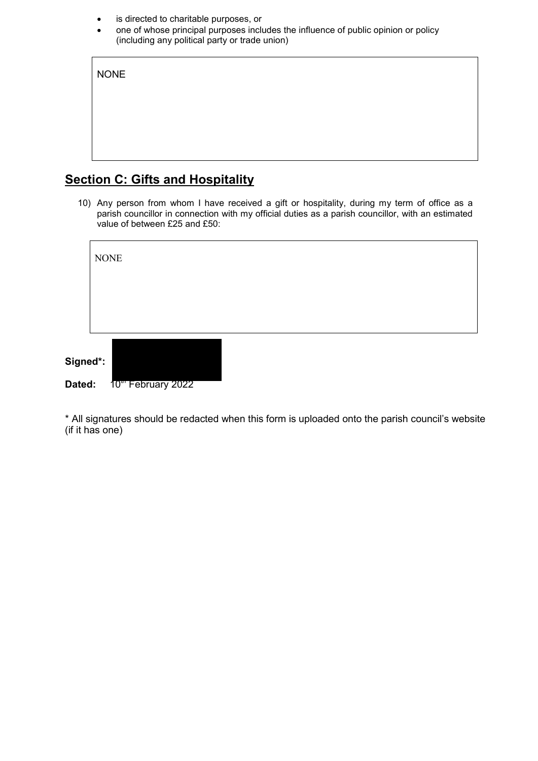- is directed to charitable purposes, or
- one of whose principal purposes includes the influence of public opinion or policy (including any political party or trade union)

NONE

## Section C: Gifts and Hospitality

10) Any person from whom I have received a gift or hospitality, during my term of office as a parish councillor in connection with my official duties as a parish councillor, with an estimated value of between £25 and £50:

NONE

**Signed*:**

**Dated:** 10th February 2022

* All signatures should be redacted when this form is uploaded onto the parish council's website (if it has one)